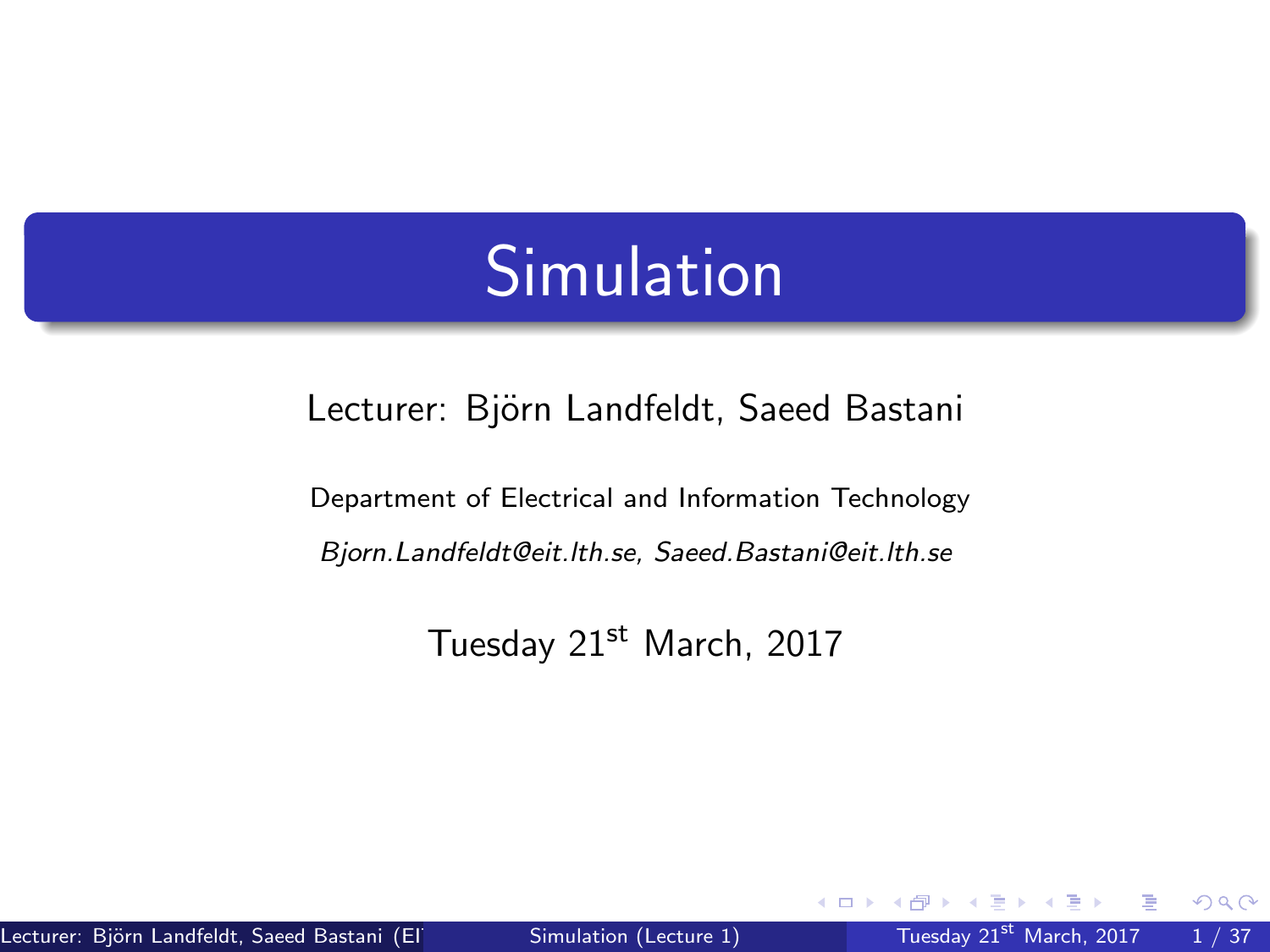# Simulation

Lecturer: Björn Landfeldt, Saeed Bastani

Department of Electrical and Information Technology

*Bjorn.Landfeldt@eit.lth.se, Saeed.Bastani@eit.lth.se*

Tuesday 21st March, 2017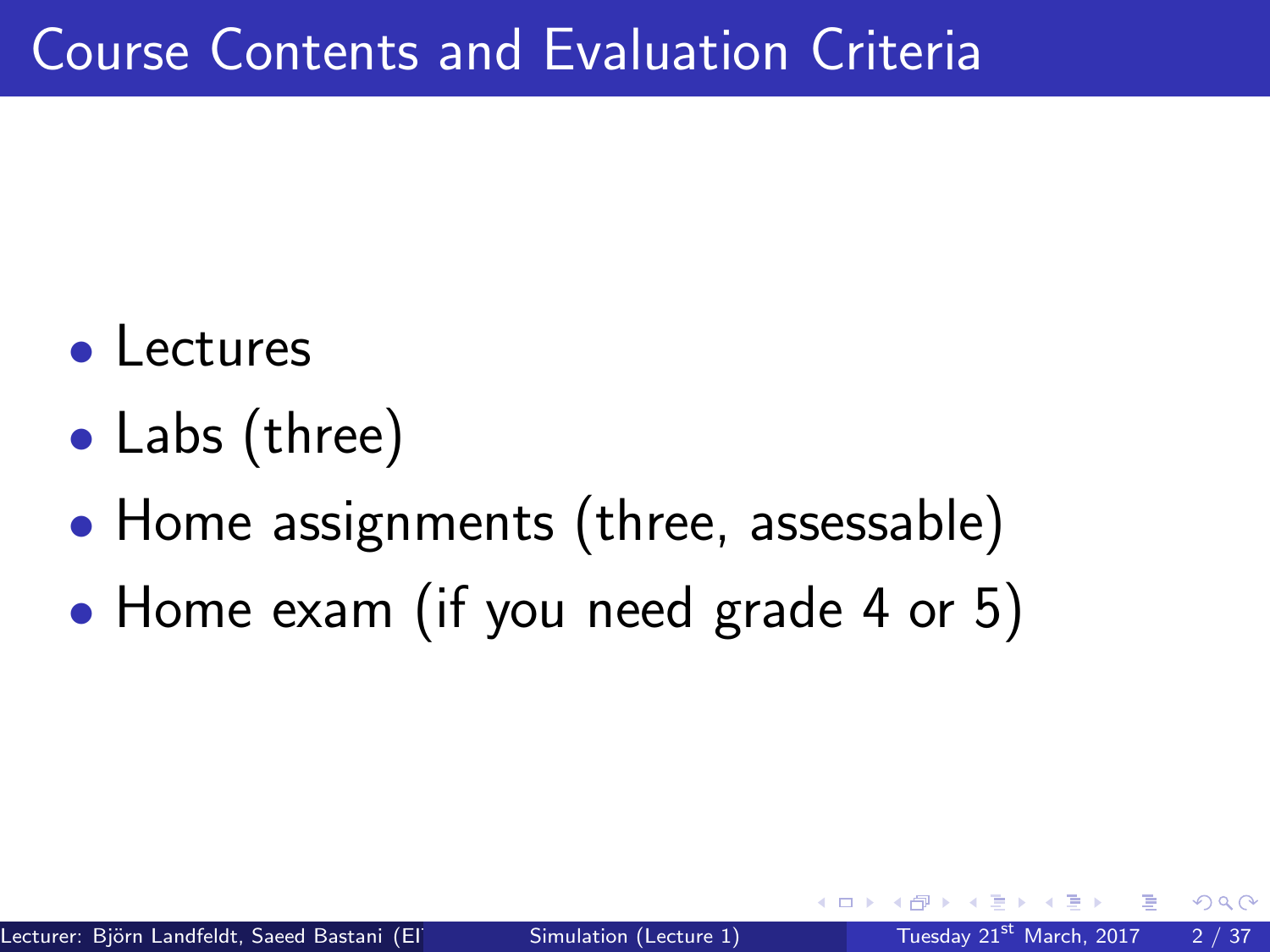# Course Contents and Evaluation Criteria

- Lectures
- Labs (three)
- Home assignments (three, assessable)
- Home exam (if you need grade 4 or 5)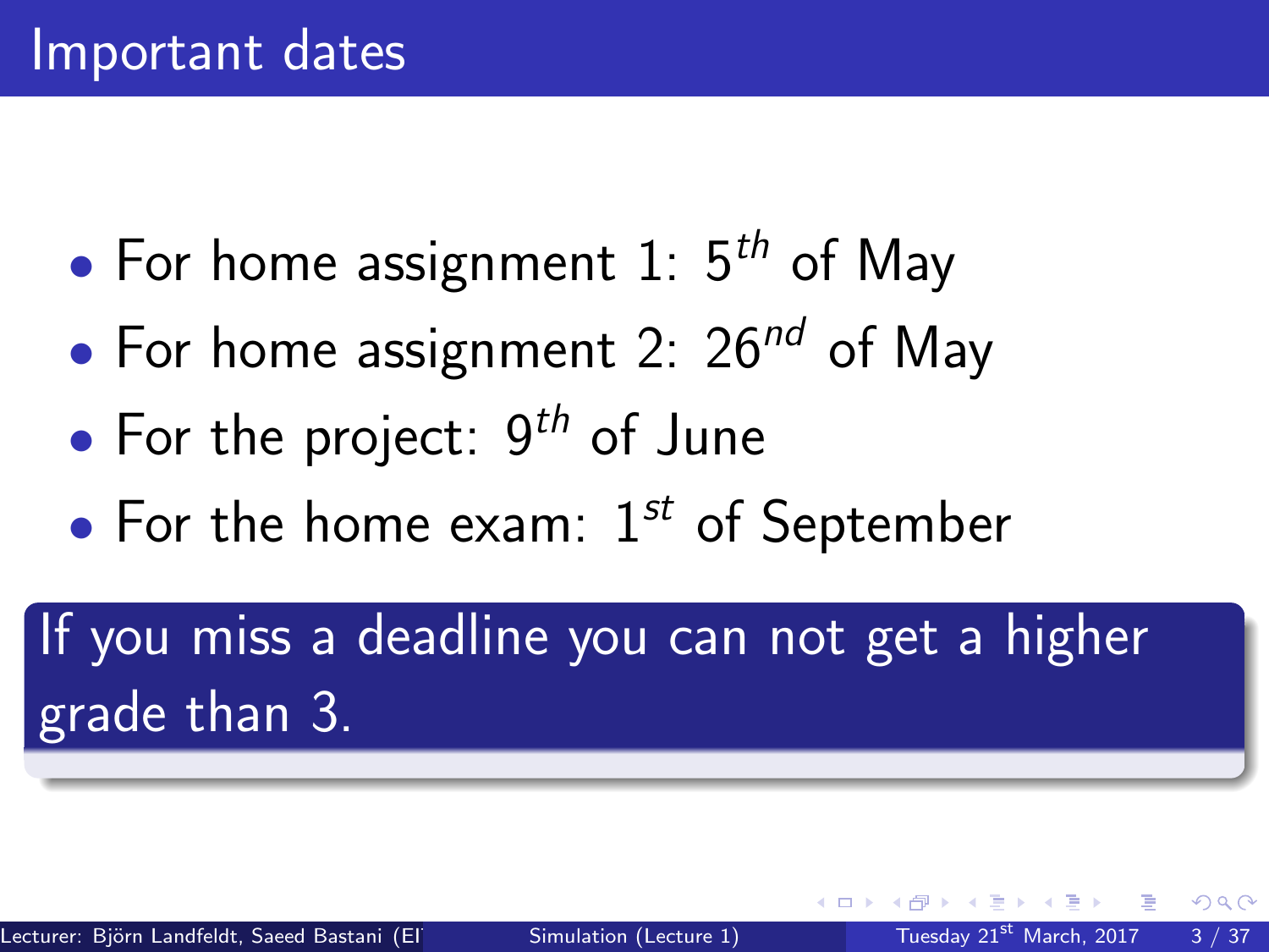# Important dates

- For home assignment 1: $5^{th}$ of May
- For home assignment 2: $26^{nd}$ of May
- For the project: $9^{th}$ of June
- For the home exam: $1^{st}$ of September

**If you miss a deadline you can not get a higher grade than 3.**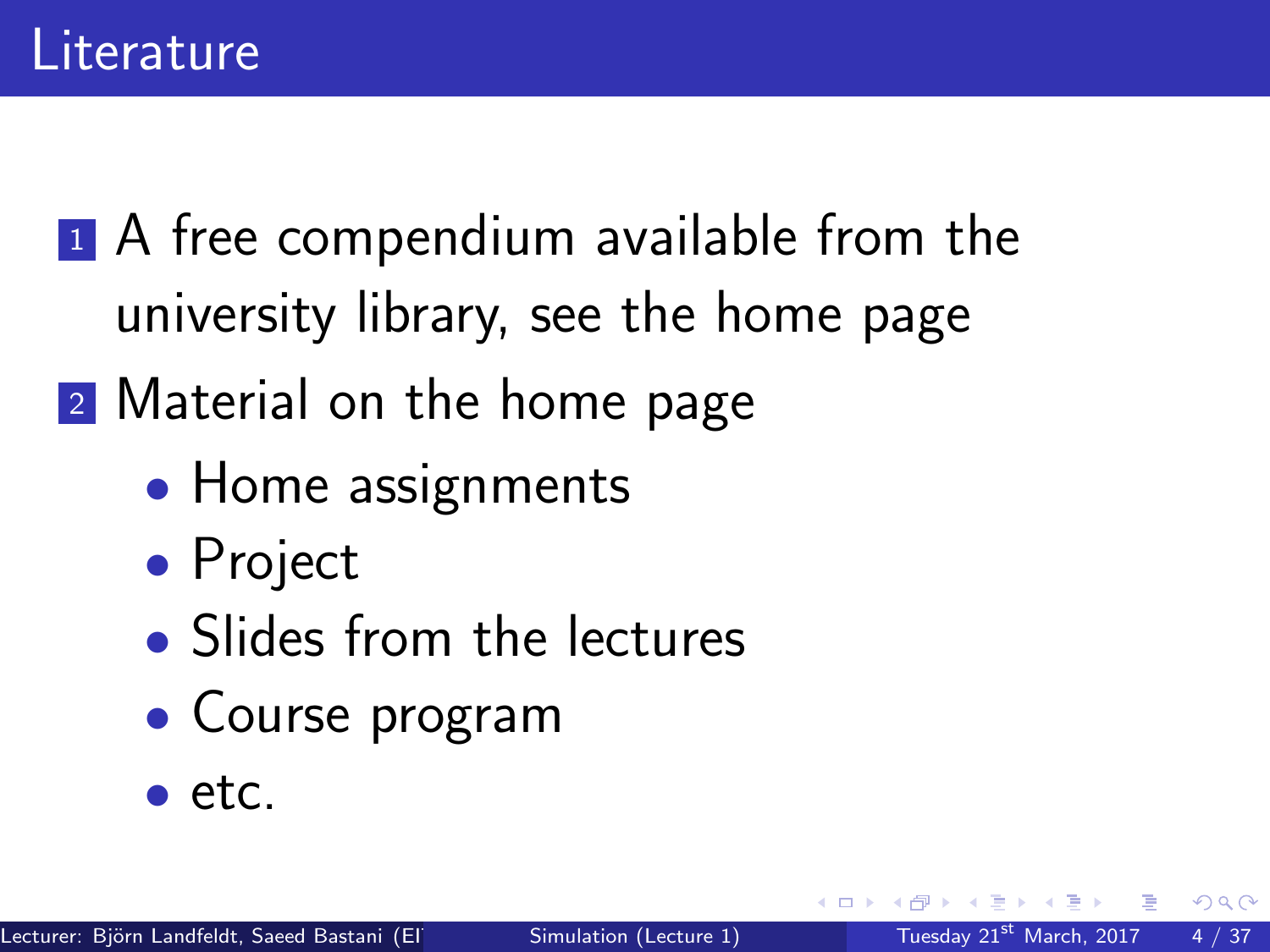# Literature

1. A free compendium available from the university library, see the home page
2. Material on the home page
   - Home assignments
   - Project
   - Slides from the lectures
   - Course program
   - etc.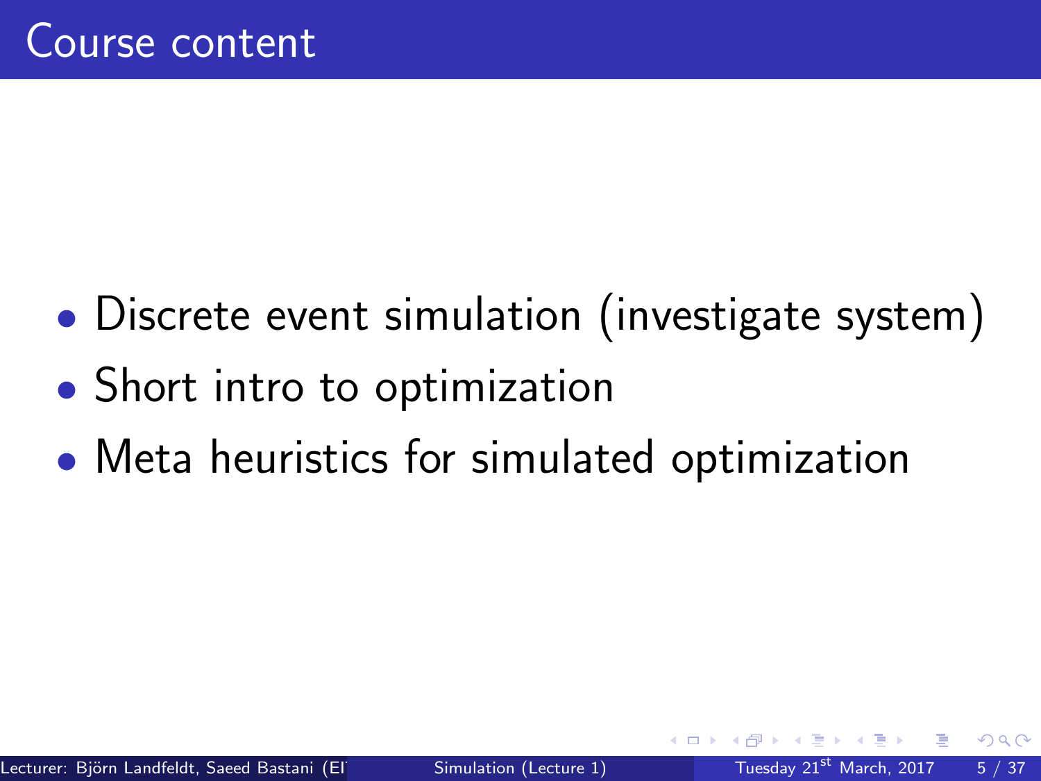# Course content

- Discrete event simulation (investigate system)
- Short intro to optimization
- Meta heuristics for simulated optimization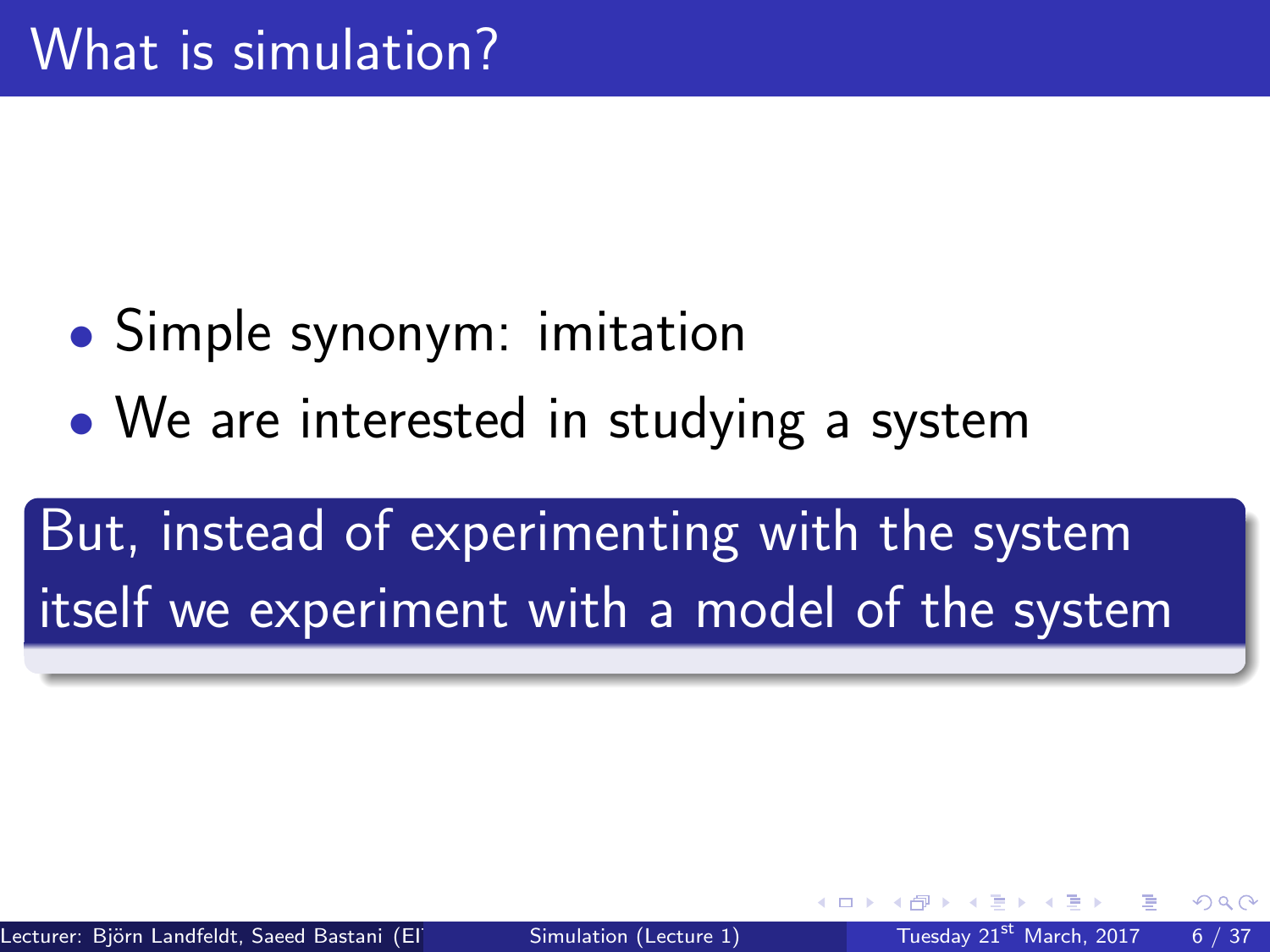# What is simulation?

- Simple synonym: imitation
- We are interested in studying a system

**But, instead of experimenting with the system itself we experiment with a model of the system**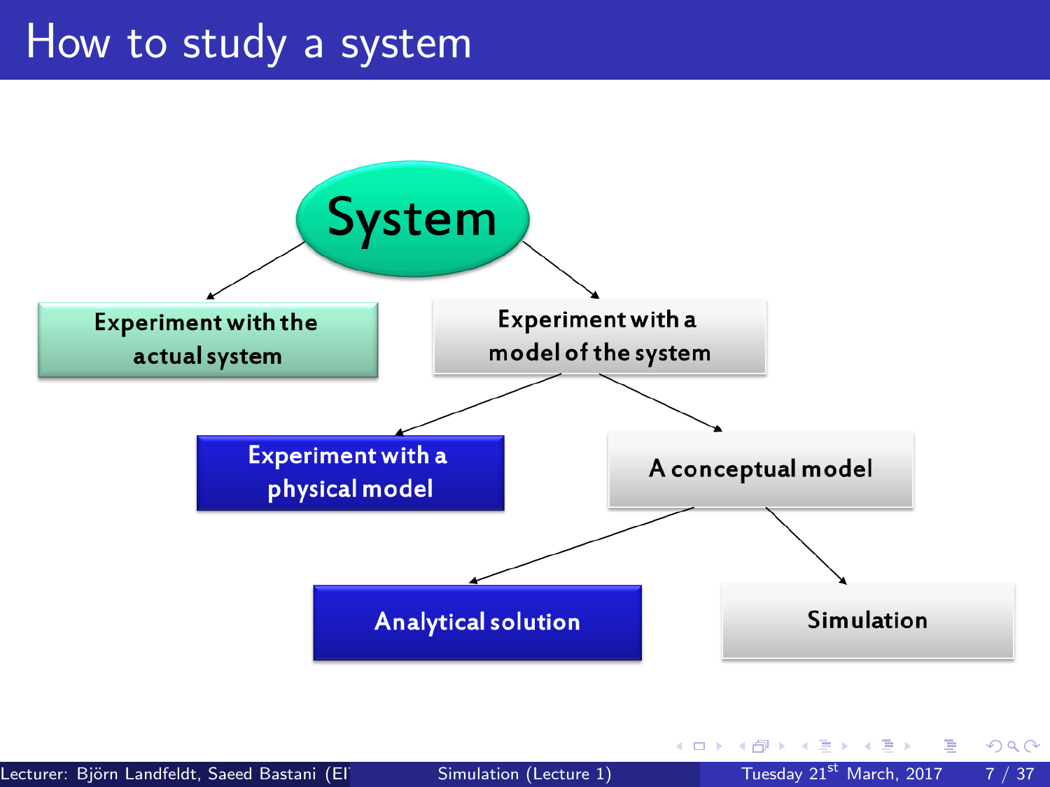# How to study a system

- System
  - Experiment with the actual system
  - Experiment with a model of the system
    - Experiment with a physical model
    - A conceptual model
      - Analytical solution
      - Simulation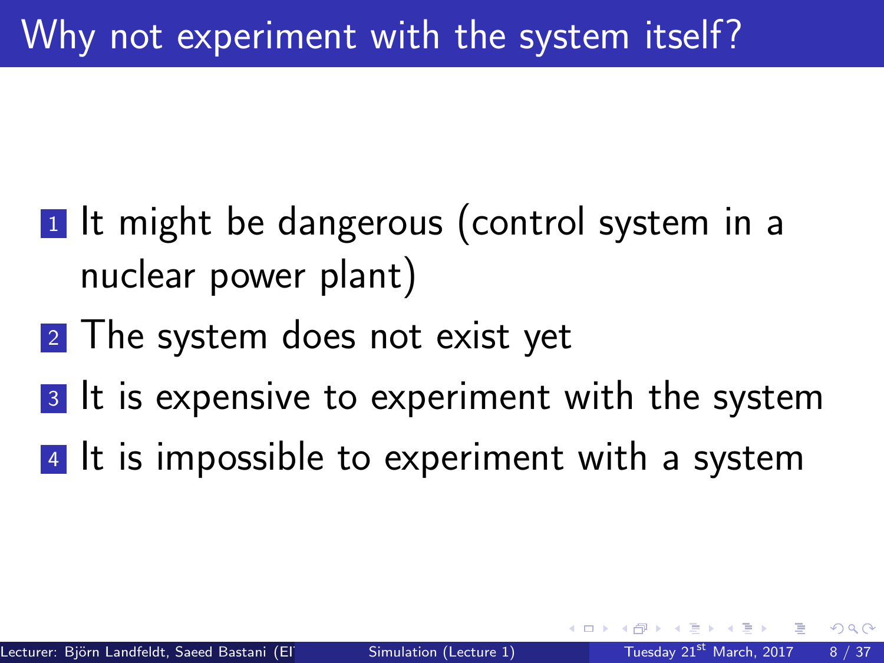# Why not experiment with the system itself?

1. It might be dangerous (control system in a nuclear power plant)
2. The system does not exist yet
3. It is expensive to experiment with the system
4. It is impossible to experiment with a system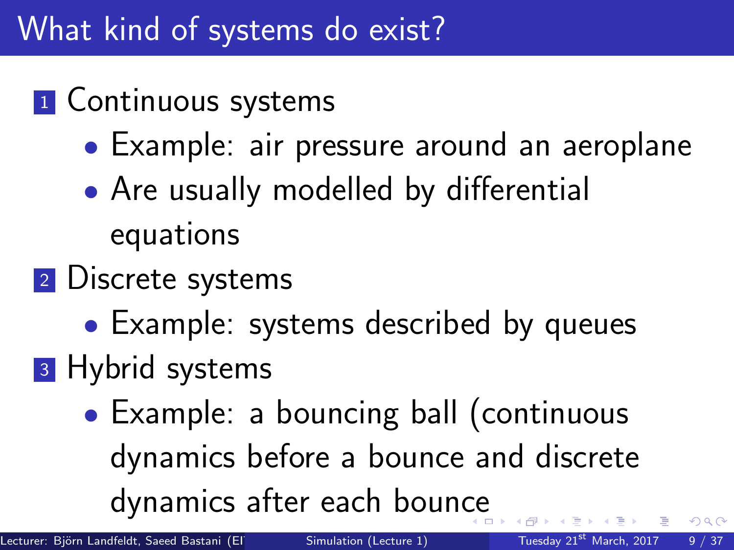# What kind of systems do exist?

1. Continuous systems
   - Example: air pressure around an aeroplane
   - Are usually modelled by differential equations
2. Discrete systems
   - Example: systems described by queues
3. Hybrid systems
   - Example: a bouncing ball (continuous dynamics before a bounce and discrete dynamics after each bounce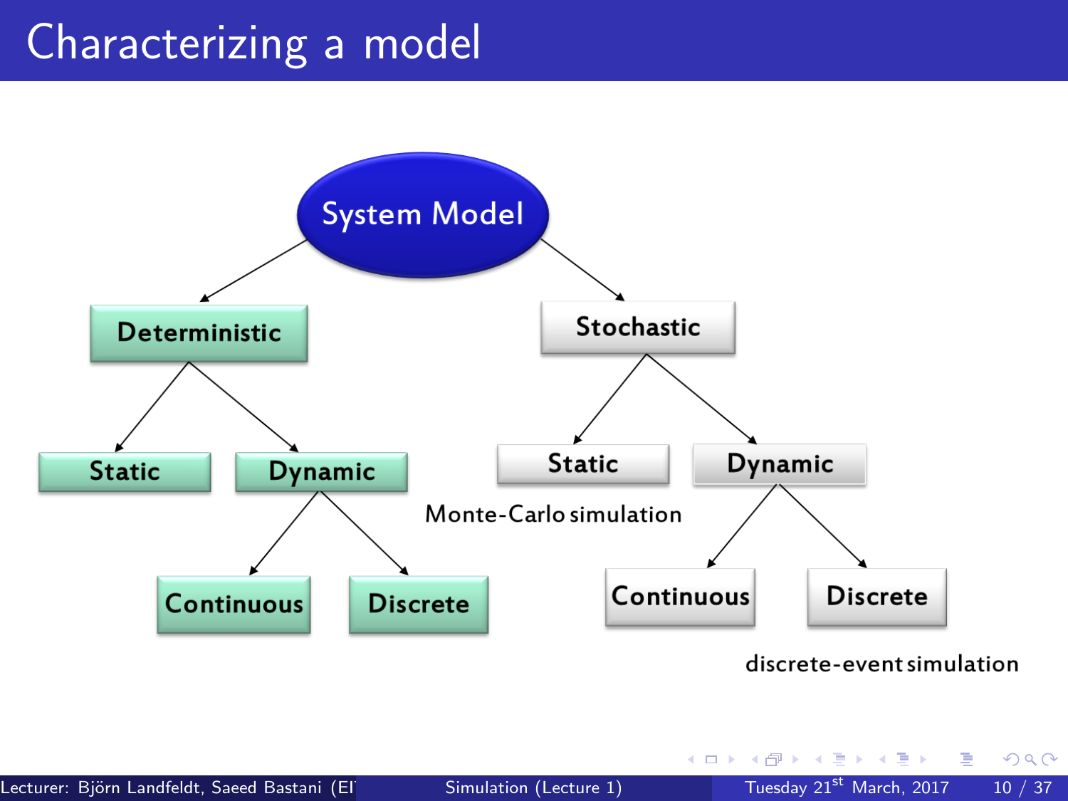# Characterizing a model

- System Model
  - Deterministic
    - Static
    - Dynamic
      - Continuous
      - Discrete
  - Stochastic
    - Static
      - Monte-Carlo simulation
    - Dynamic
      - Continuous
      - Discrete
        - discrete-event simulation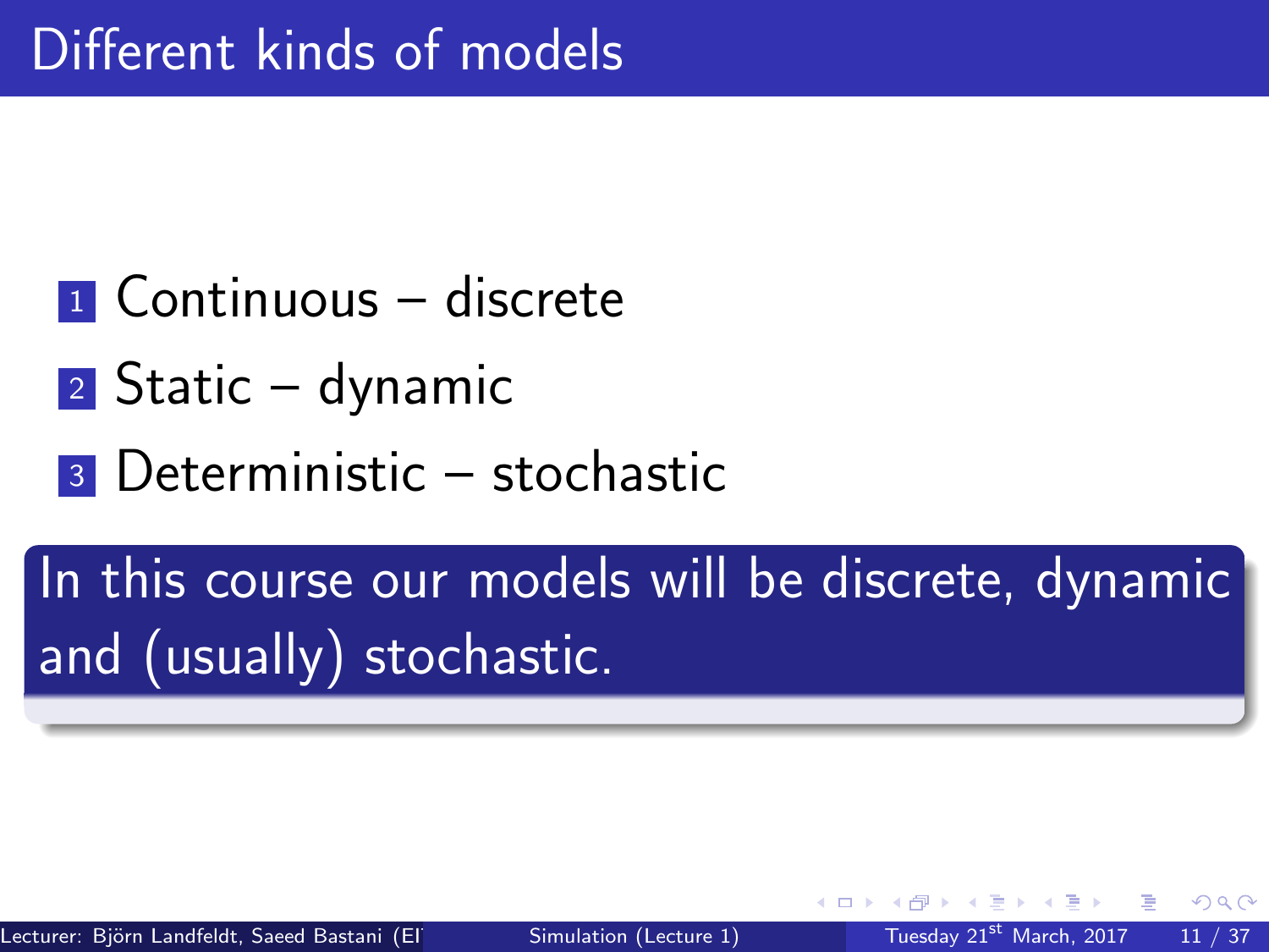# Different kinds of models

1. Continuous – discrete
2. Static – dynamic
3. Deterministic – stochastic

**In this course our models will be discrete, dynamic and (usually) stochastic.**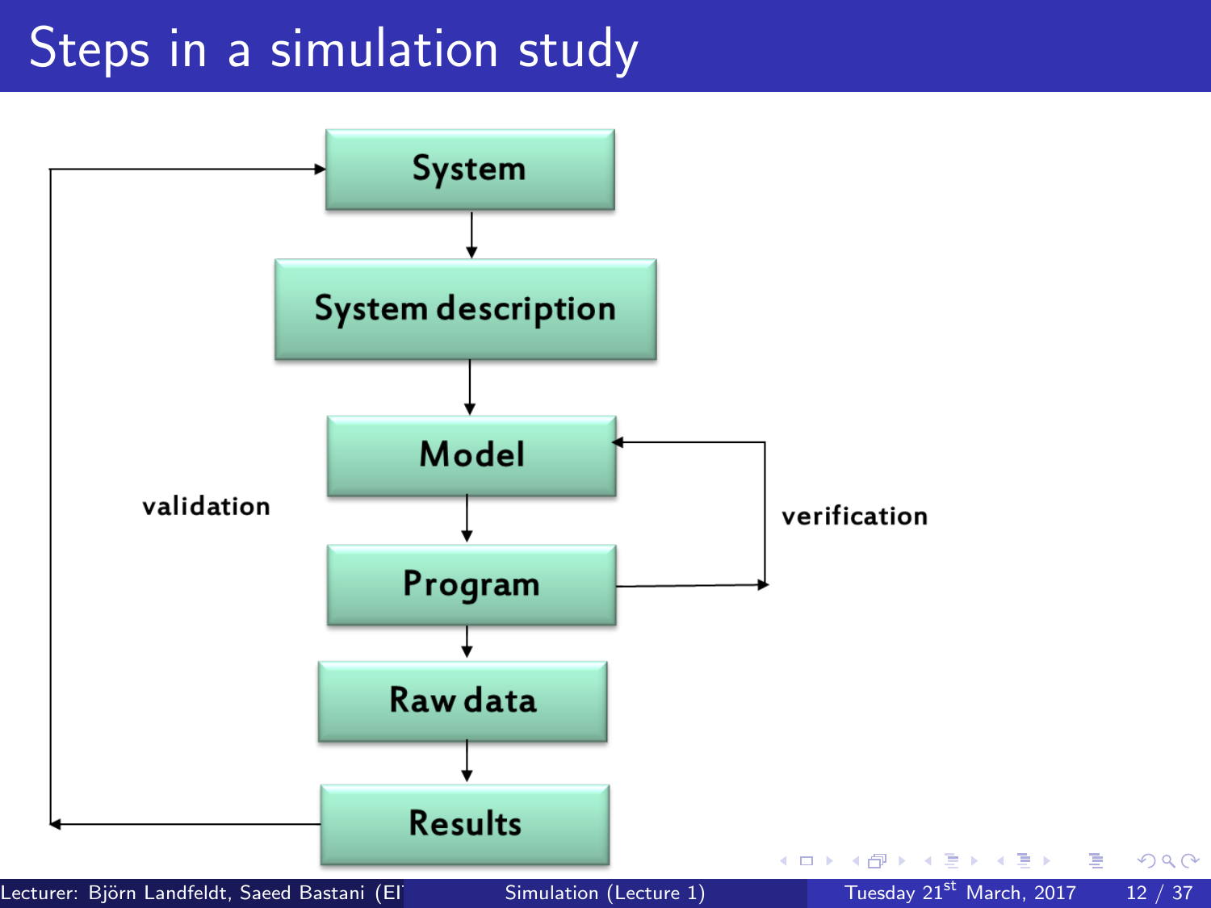# Steps in a simulation study

System

System description

Model

Program

Raw data

Results

validation

verification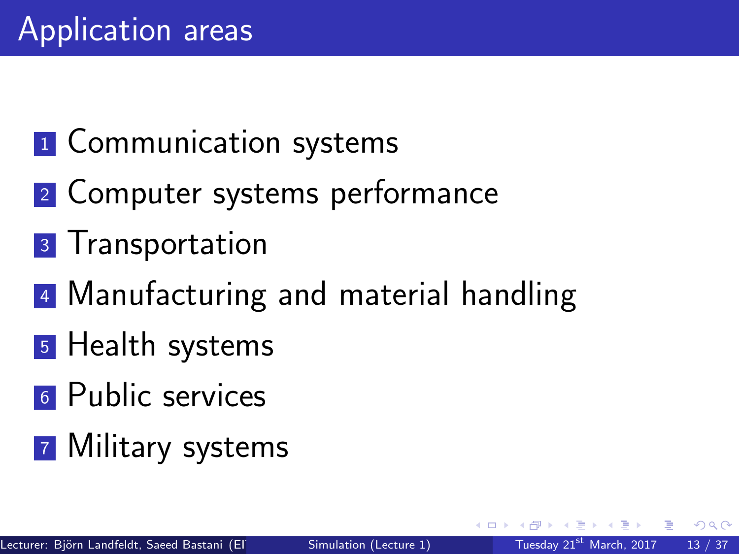# Application areas

1. Communication systems
2. Computer systems performance
3. Transportation
4. Manufacturing and material handling
5. Health systems
6. Public services
7. Military systems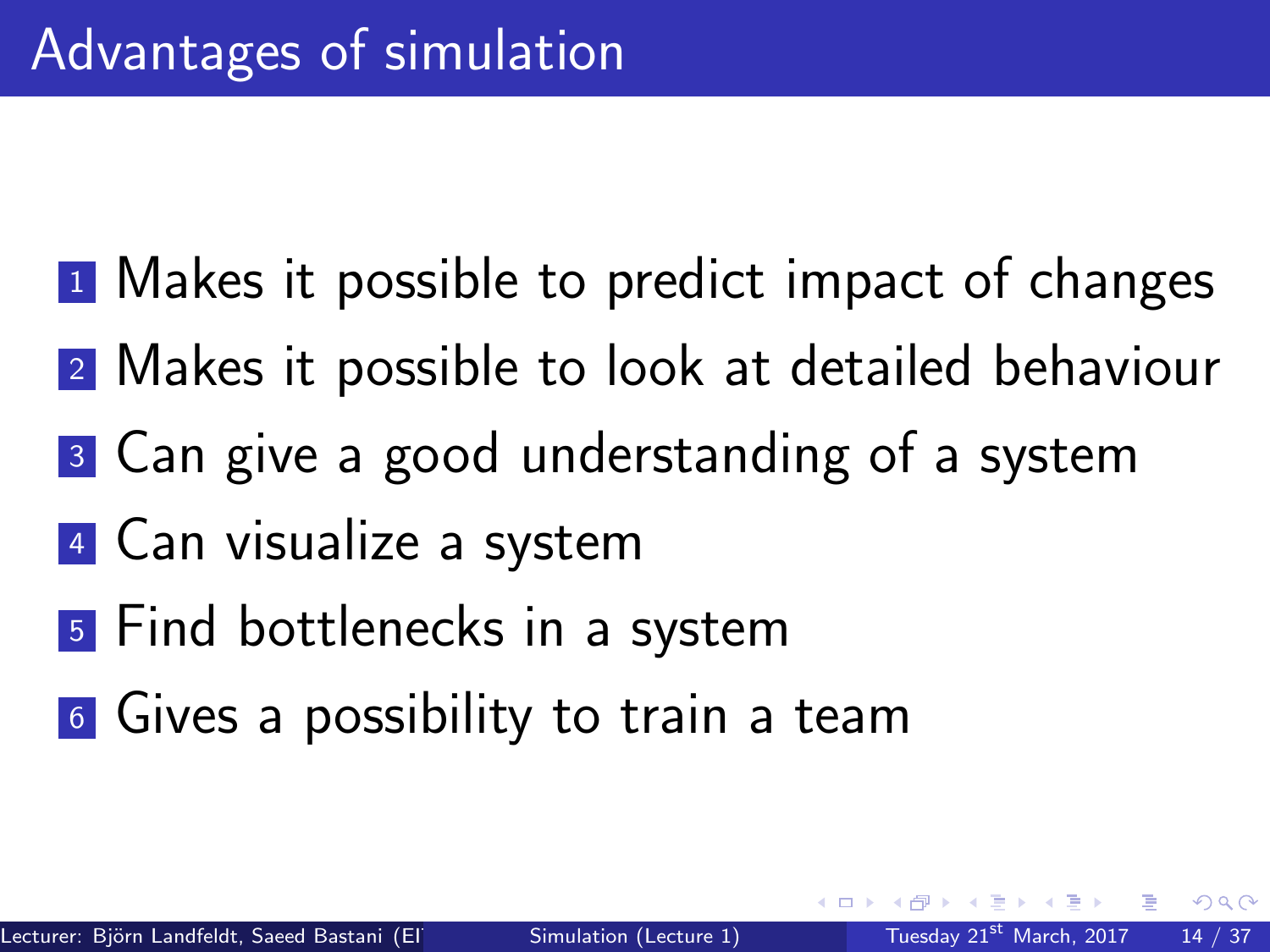# Advantages of simulation

1. Makes it possible to predict impact of changes
2. Makes it possible to look at detailed behaviour
3. Can give a good understanding of a system
4. Can visualize a system
5. Find bottlenecks in a system
6. Gives a possibility to train a team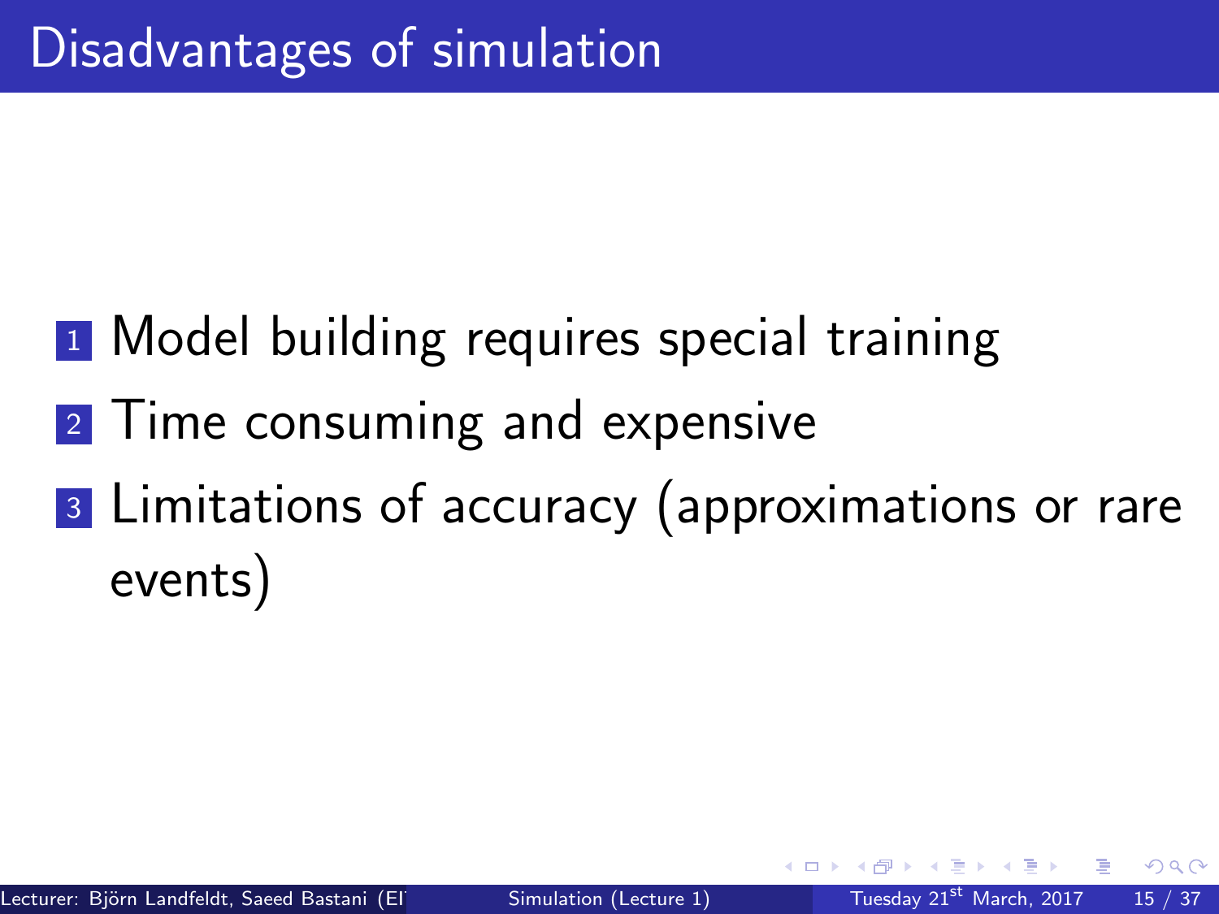# Disadvantages of simulation

1. Model building requires special training
2. Time consuming and expensive
3. Limitations of accuracy (approximations or rare events)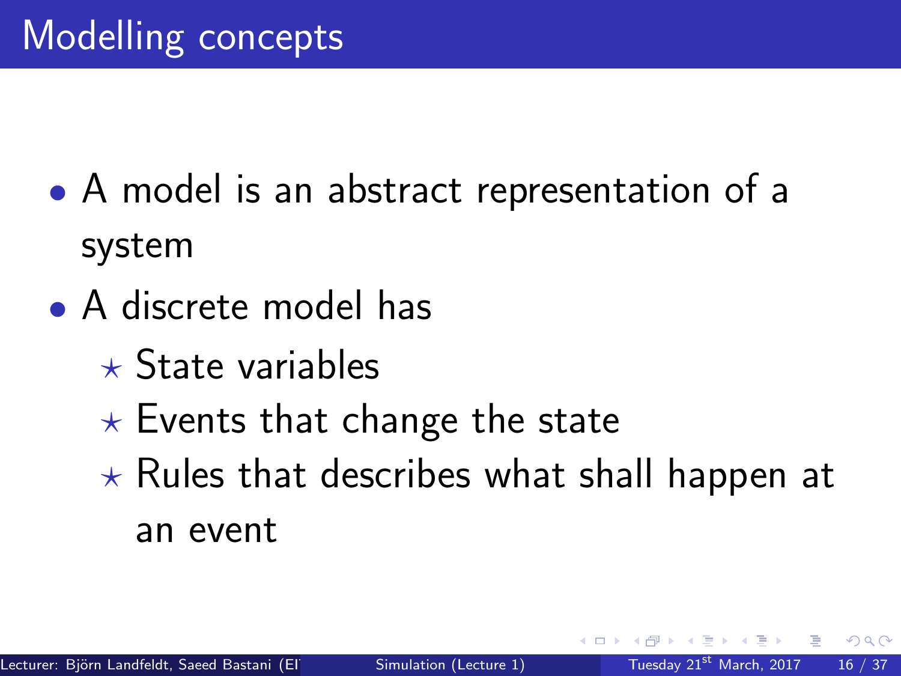# Modelling concepts

- A model is an abstract representation of a system
- A discrete model has
  - State variables
  - Events that change the state
  - Rules that describes what shall happen at an event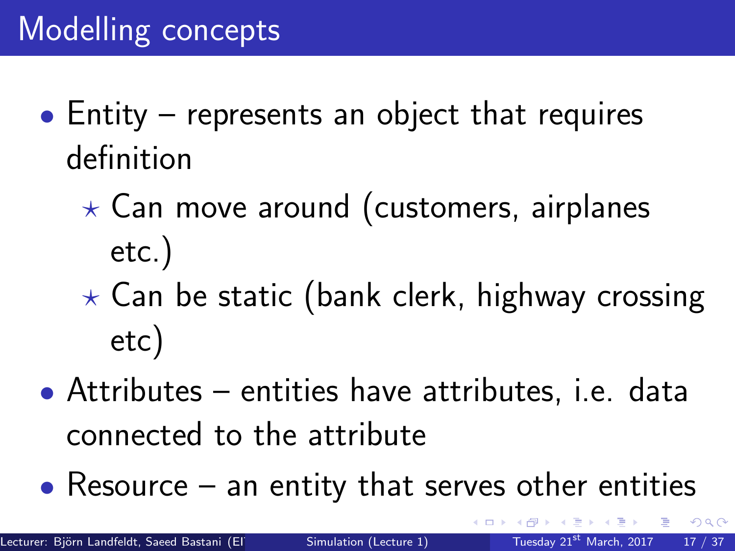# Modelling concepts

- Entity – represents an object that requires definition
  - ⋆ Can move around (customers, airplanes etc.)
  - ⋆ Can be static (bank clerk, highway crossing etc)
- Attributes – entities have attributes, i.e. data connected to the attribute
- Resource – an entity that serves other entities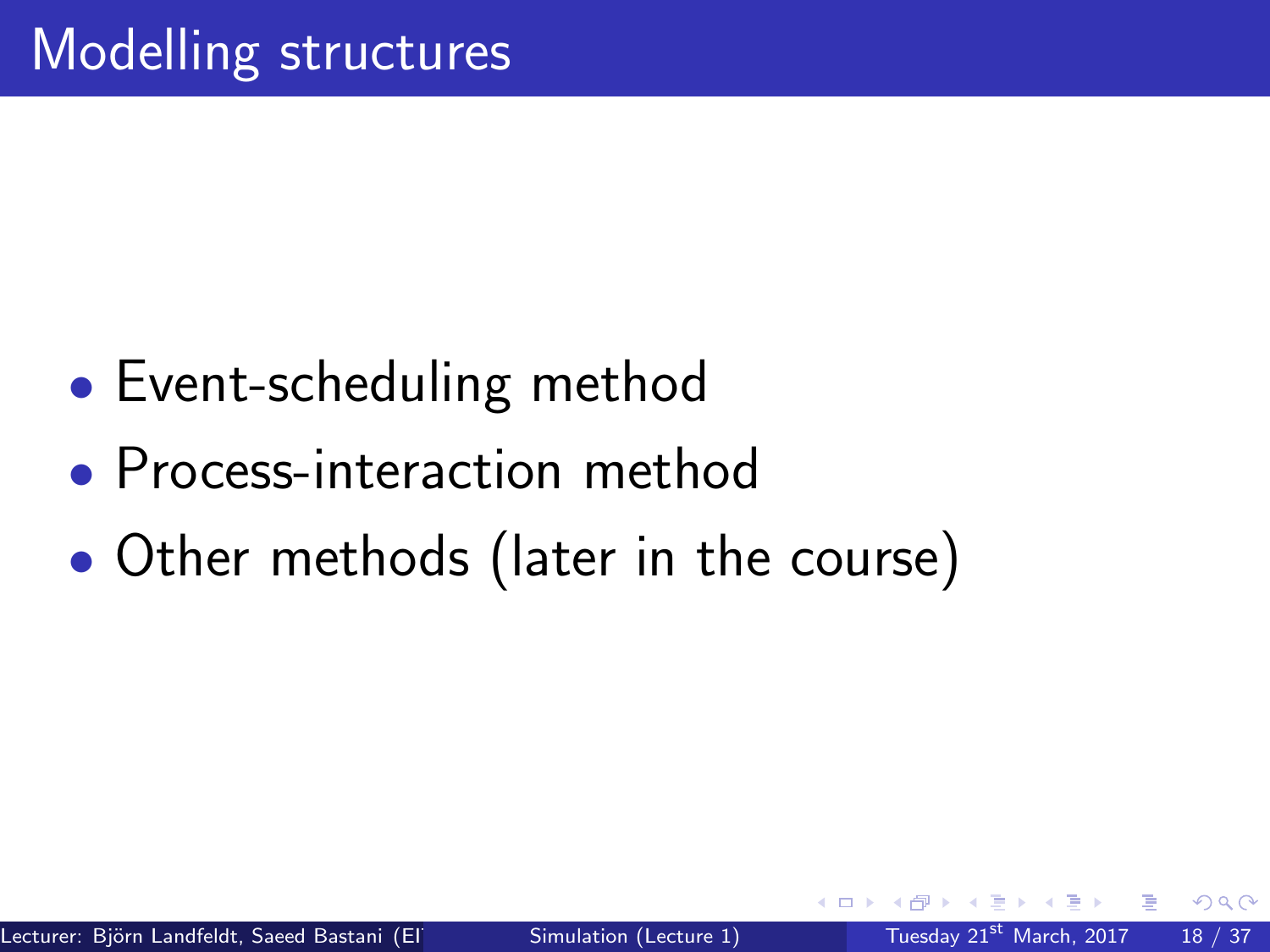# Modelling structures

- Event-scheduling method
- Process-interaction method
- Other methods (later in the course)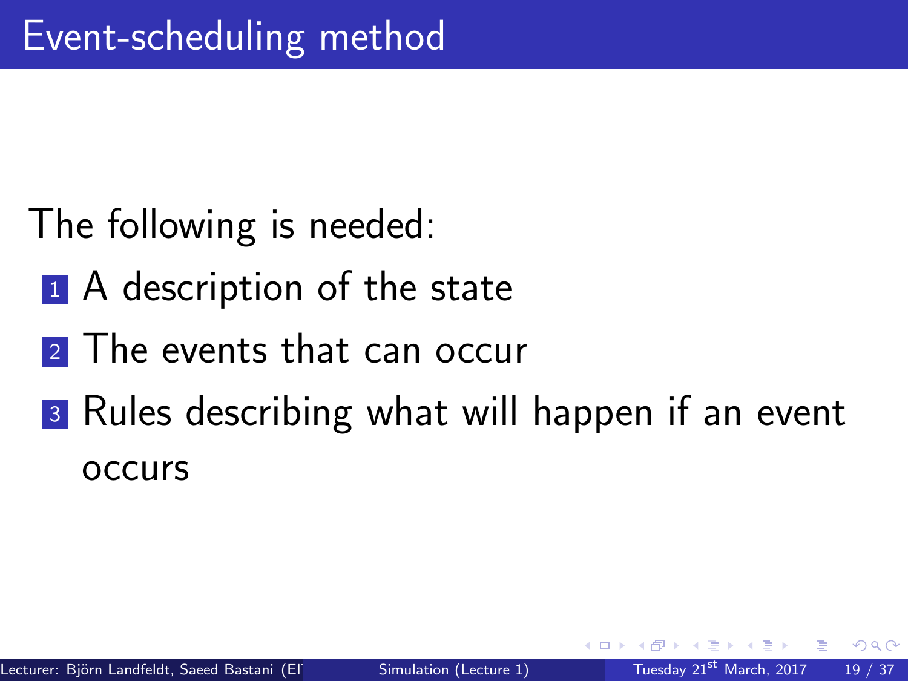# Event-scheduling method

The following is needed:

1. A description of the state
2. The events that can occur
3. Rules describing what will happen if an event occurs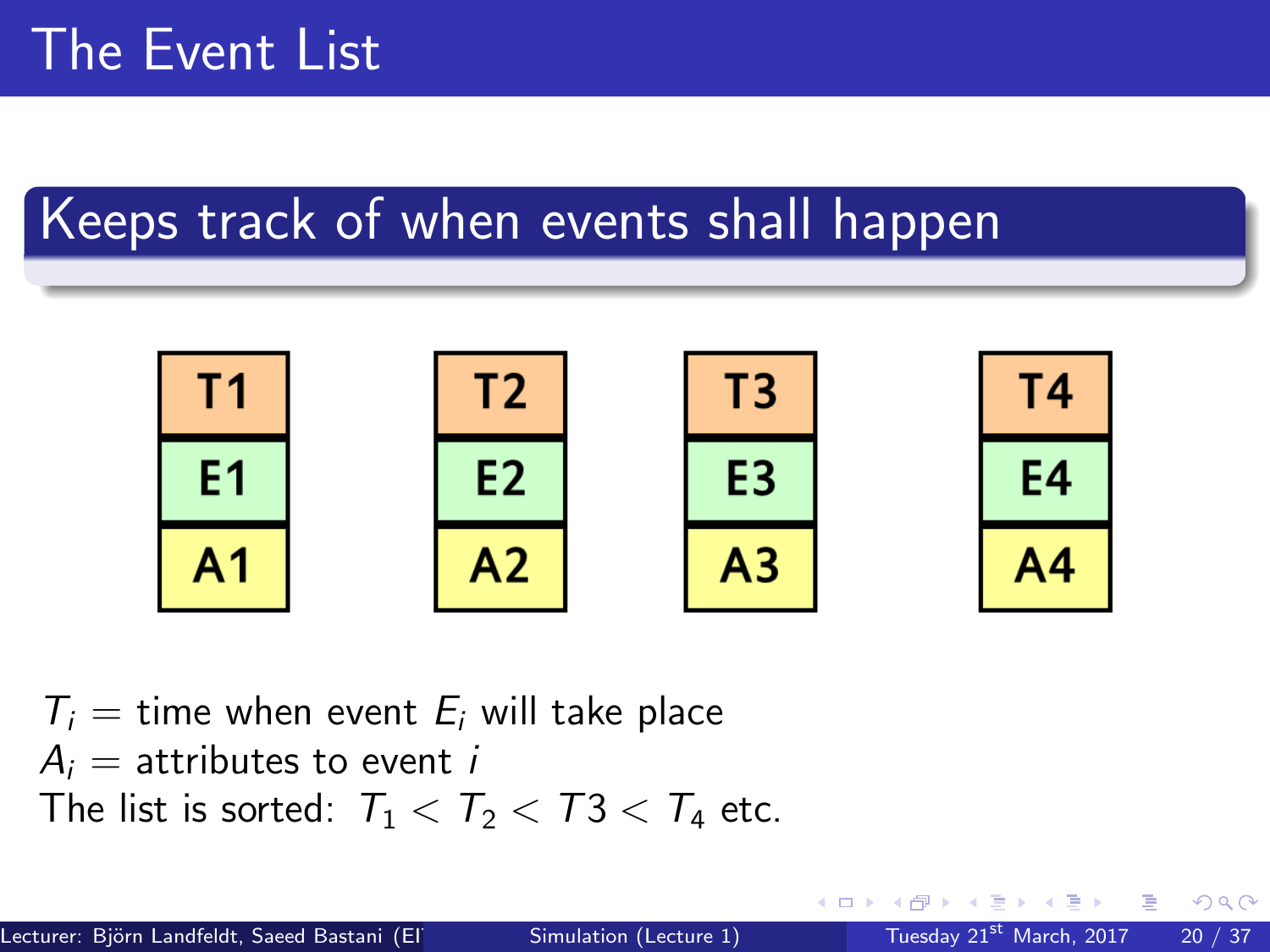# The Event List

## Keeps track of when events shall happen

| T1 | T2 | T3 | T4 |
|---|---|---|---|
| E1 | E2 | E3 | E4 |
| A1 | A2 | A3 | A4 |

$T_i$ = time when event $E_i$ will take place
$A_i$ = attributes to event $i$
The list is sorted: $T_1 < T_2 < T3 < T_4$ etc.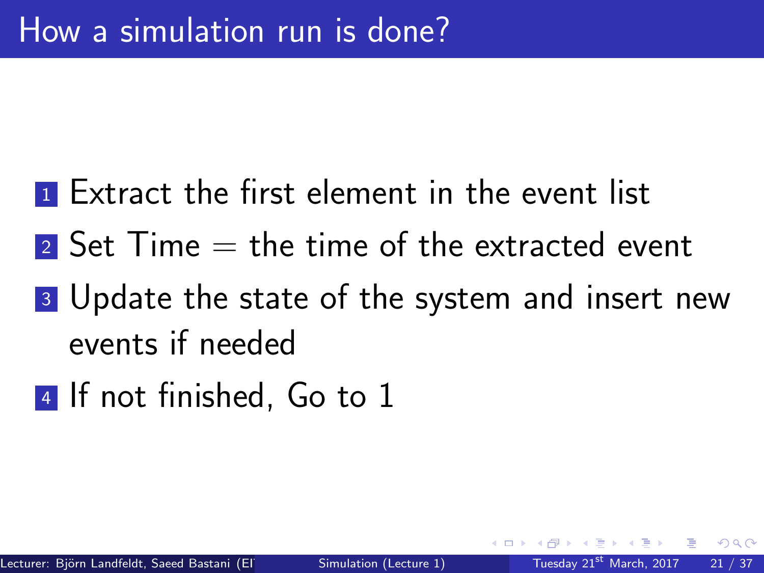# How a simulation run is done?

1. Extract the first element in the event list
2. Set Time = the time of the extracted event
3. Update the state of the system and insert new events if needed
4. If not finished, Go to 1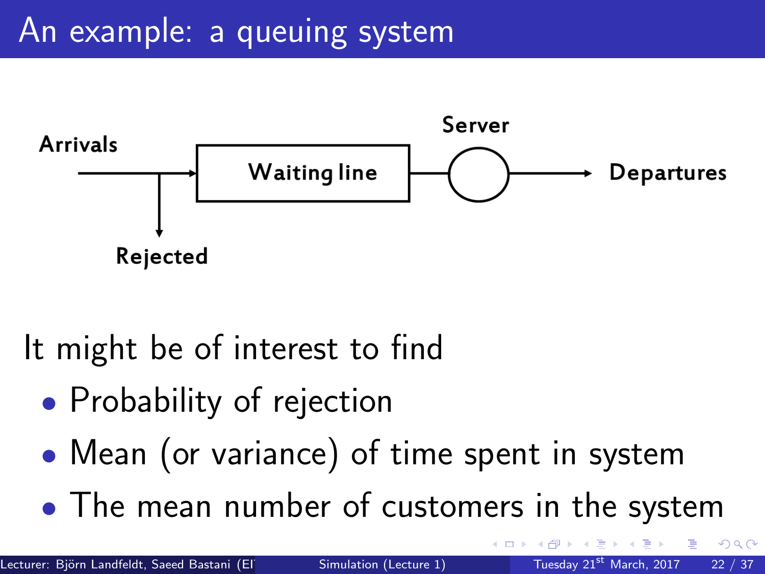# An example: a queuing system

Arrivals → Waiting line → Server → Departures

Rejected

It might be of interest to find

- Probability of rejection
- Mean (or variance) of time spent in system
- The mean number of customers in the system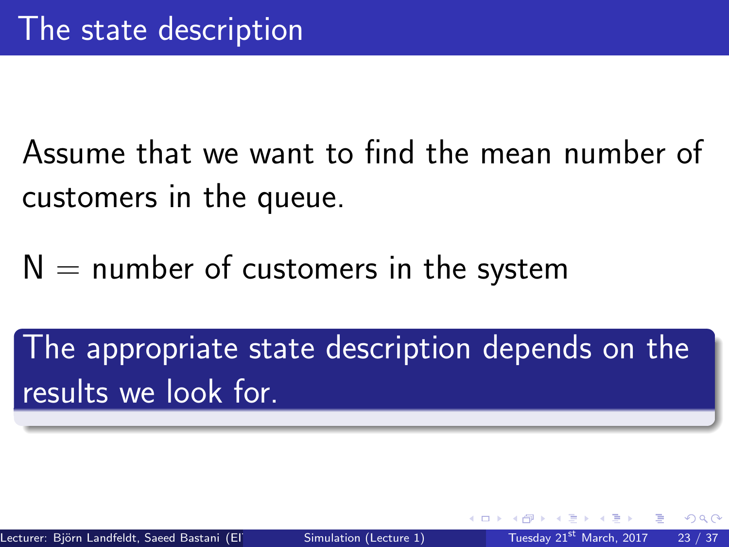# The state description

Assume that we want to find the mean number of customers in the queue.

N = number of customers in the system

**The appropriate state description depends on the results we look for.**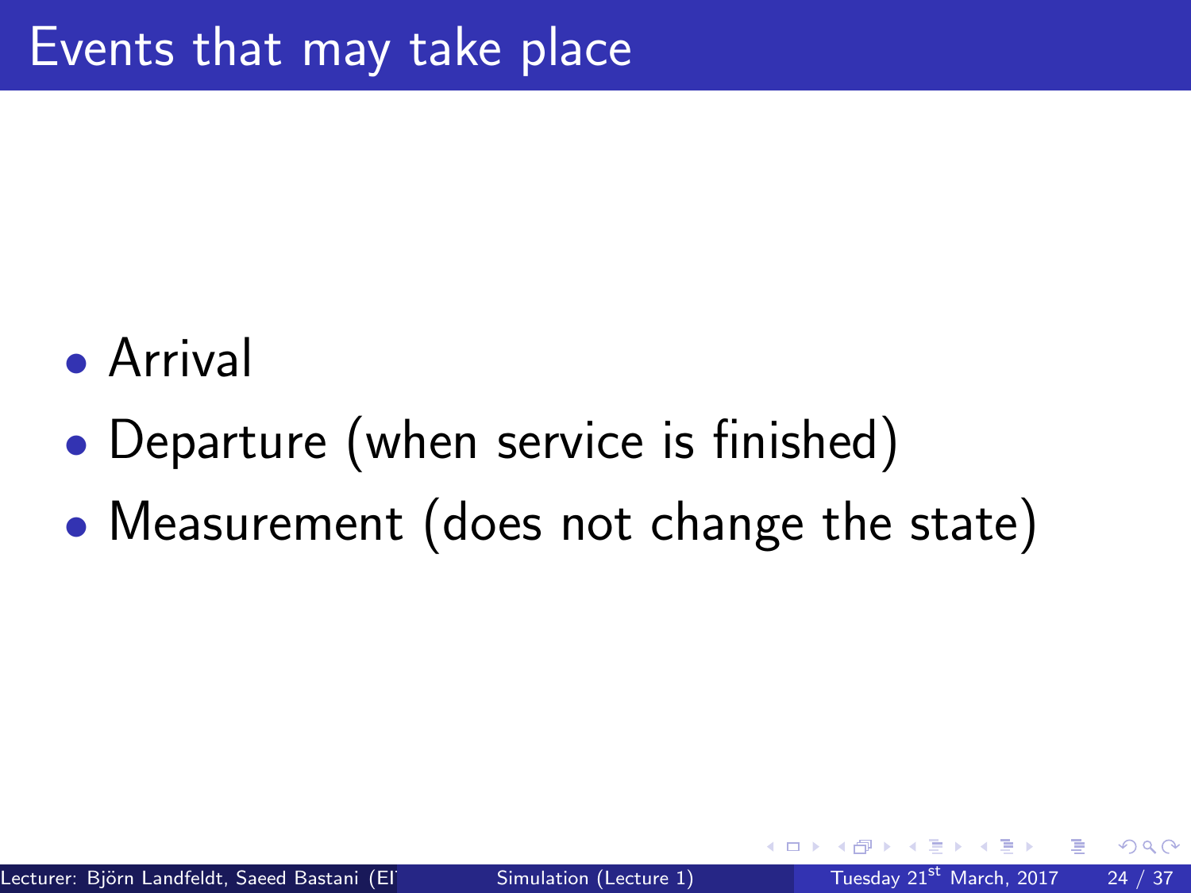# Events that may take place

- Arrival
- Departure (when service is finished)
- Measurement (does not change the state)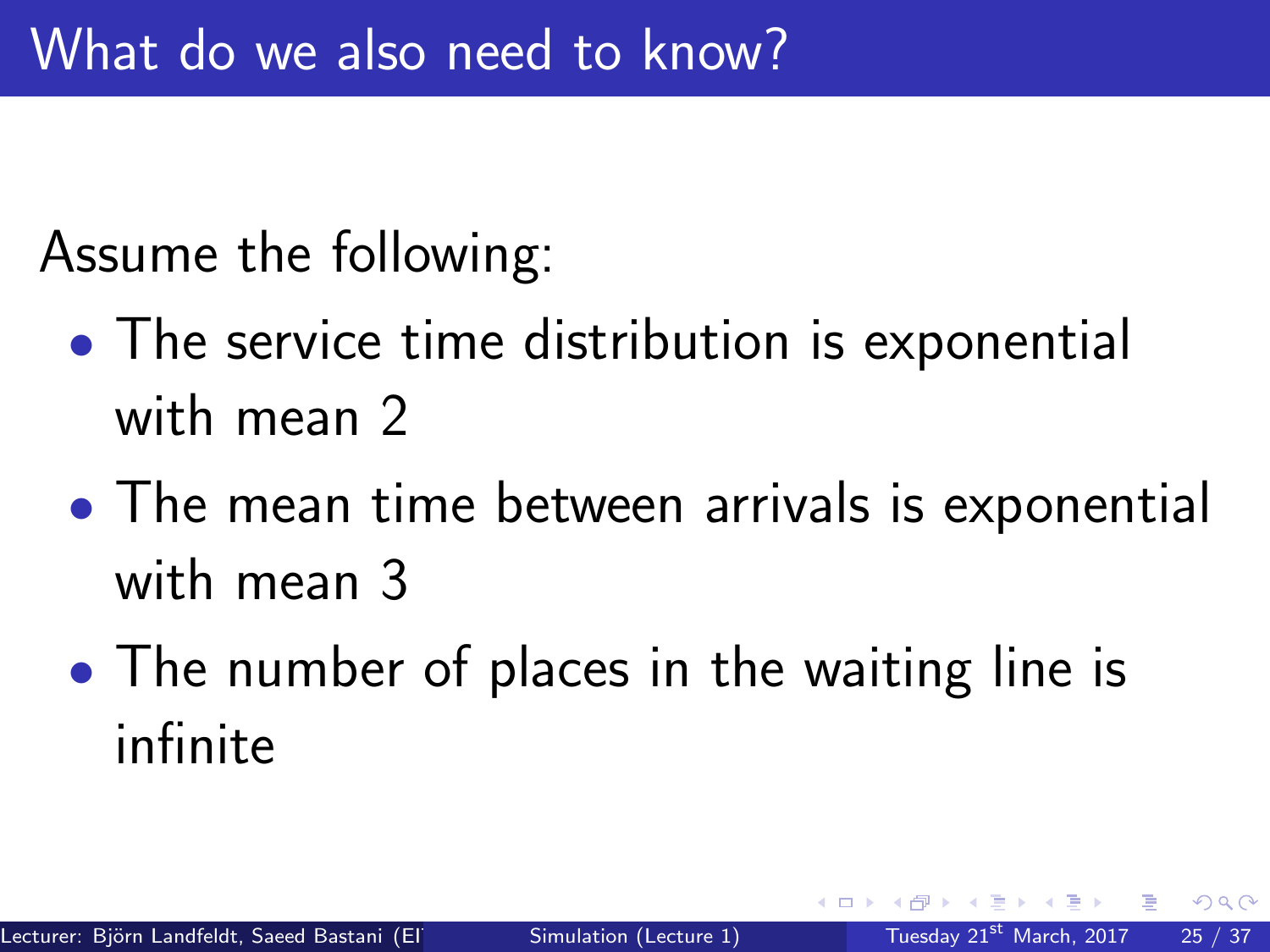# What do we also need to know?

Assume the following:

- The service time distribution is exponential with mean 2
- The mean time between arrivals is exponential with mean 3
- The number of places in the waiting line is infinite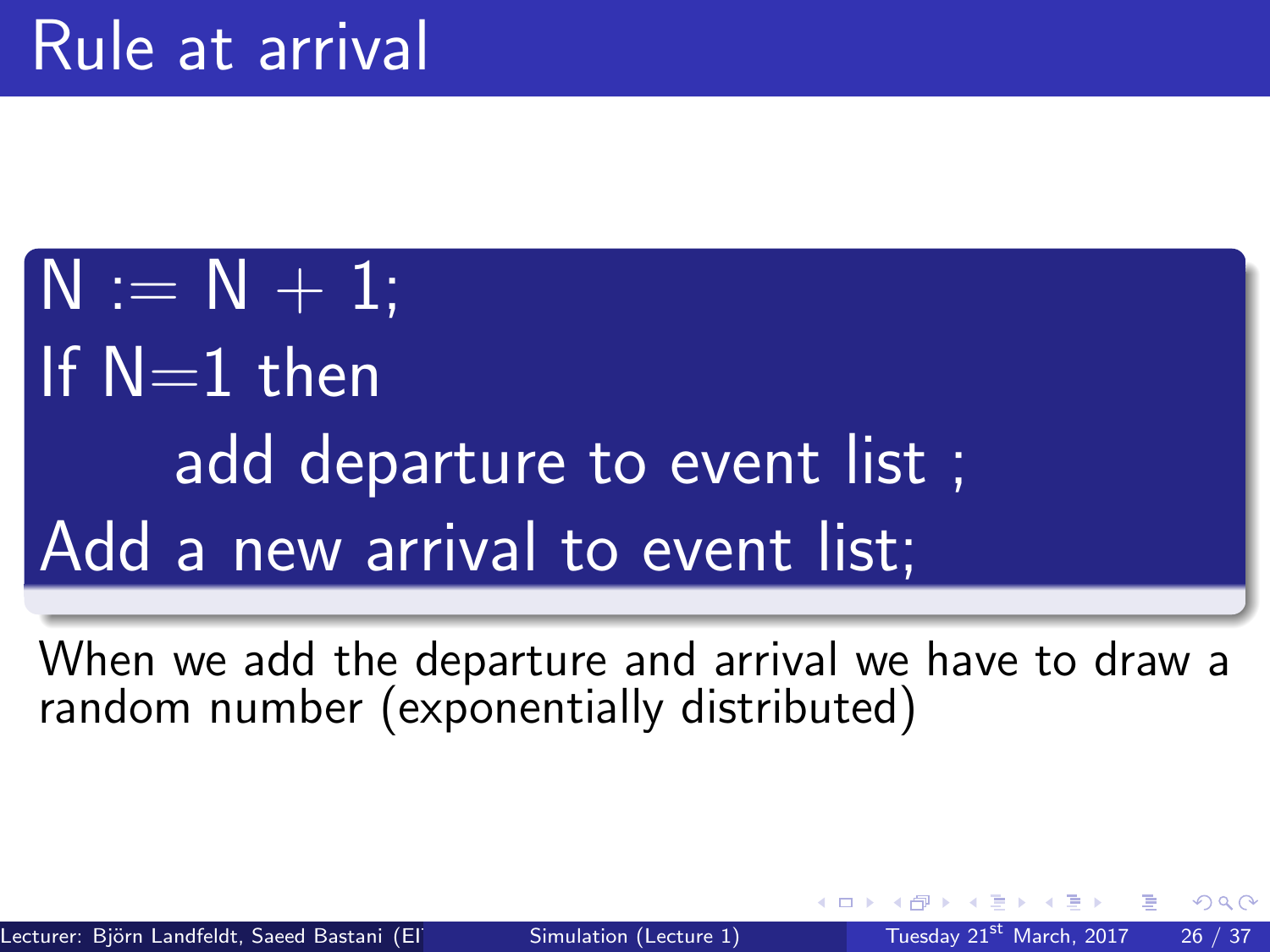# Rule at arrival

```
N := N + 1;
If N=1 then
    add departure to event list ;
Add a new arrival to event list;
```

When we add the departure and arrival we have to draw a random number (exponentially distributed)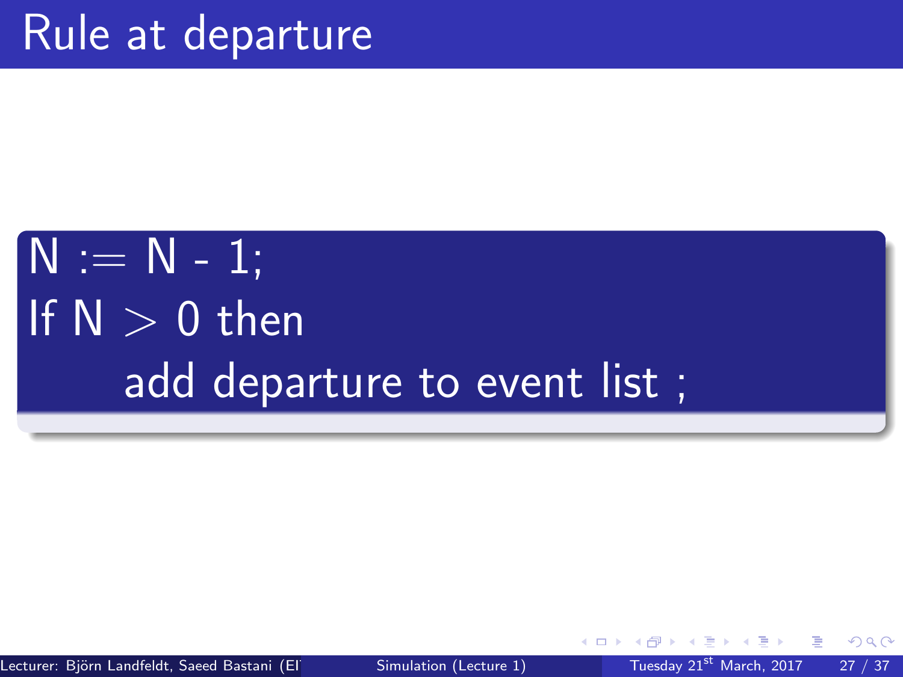# Rule at departure

```
N := N - 1;
If N > 0 then
    add departure to event list ;
```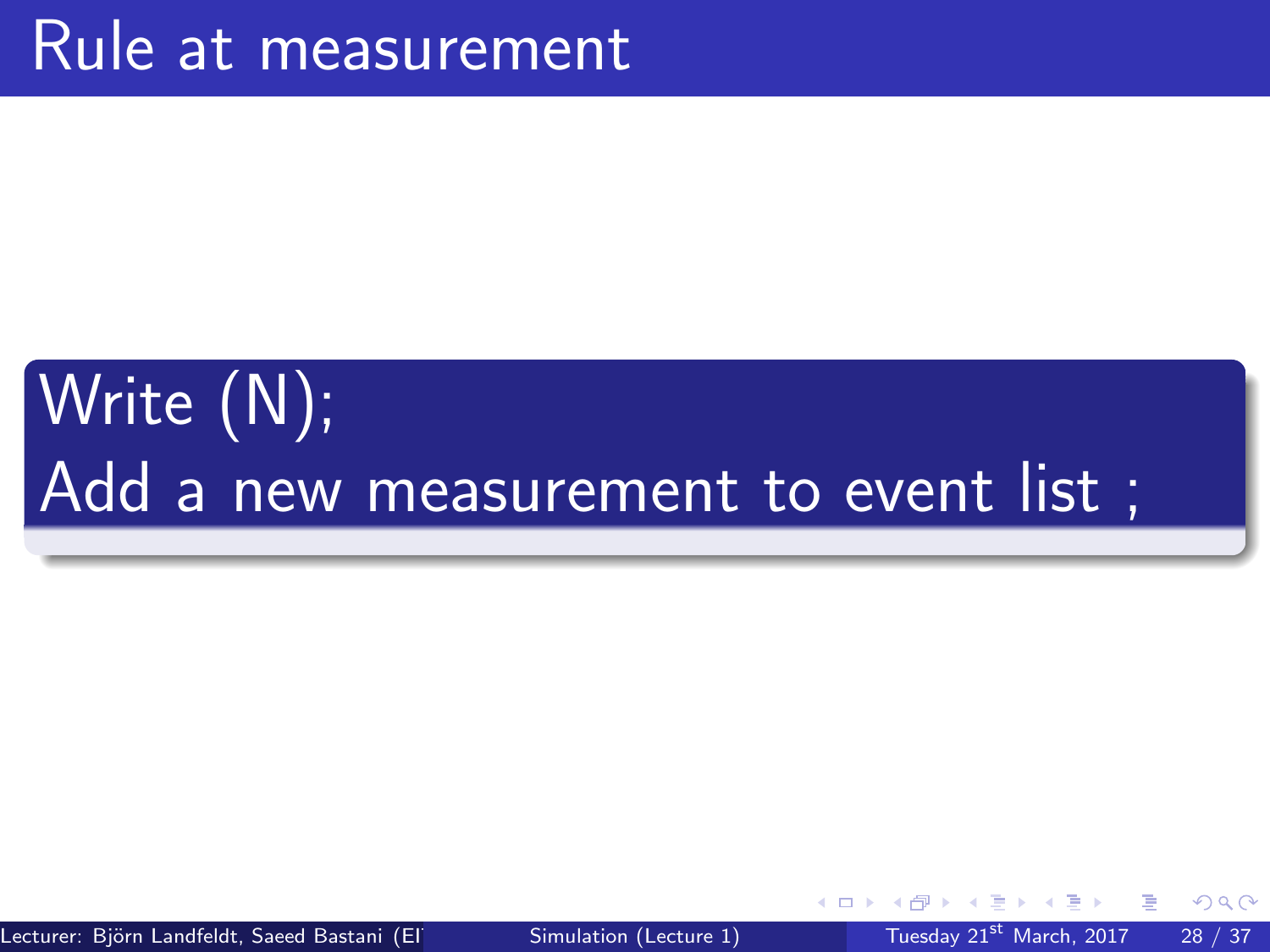# Rule at measurement

Write (N);
Add a new measurement to event list ;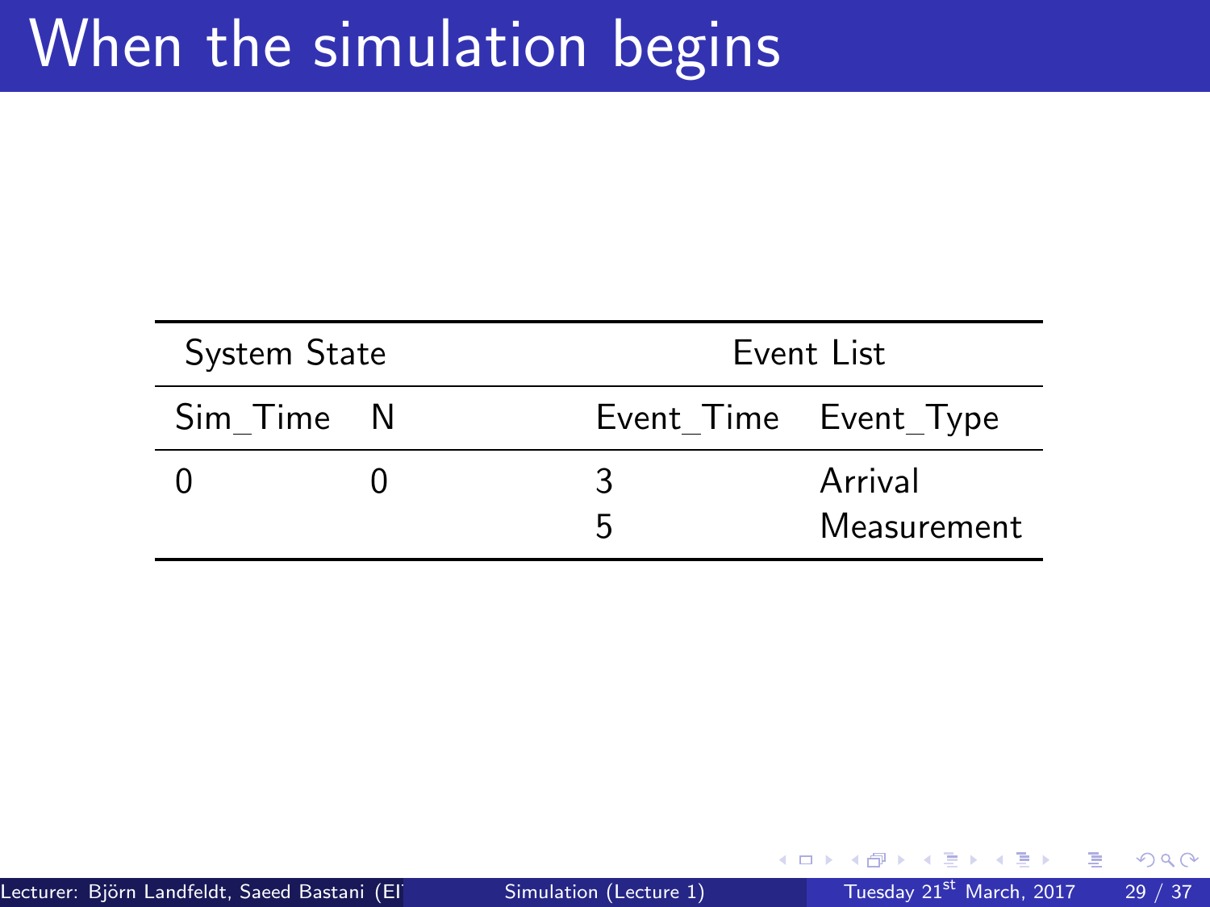# When the simulation begins

| System State | | Event List | |
|---|---|---|---|
| Sim_Time | N | Event_Time | Event_Type |
| 0 | 0 | 3 | Arrival |
| | | 5 | Measurement |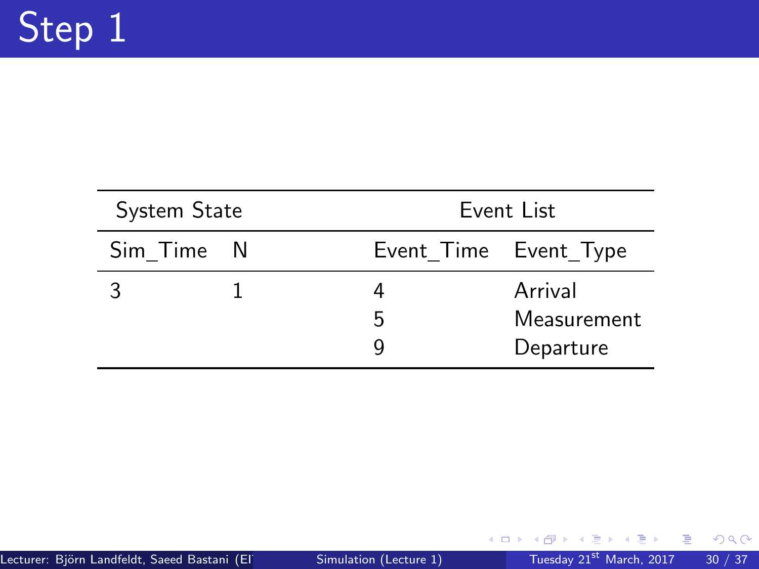# Step 1

| System State | | Event List | |
|---|---|---|---|
| Sim_Time | N | Event_Time | Event_Type |
| 3 | 1 | 4 | Arrival |
| | | 5 | Measurement |
| | | 9 | Departure |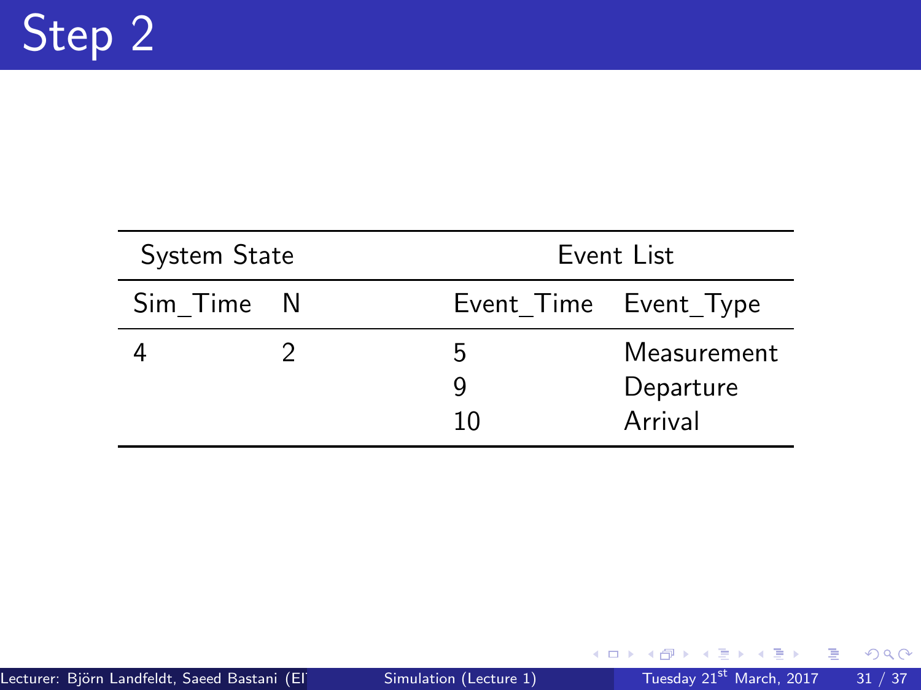# Step 2

| System State | | Event List | |
|---|---|---|---|
| Sim_Time | N | Event_Time | Event_Type |
| 4 | 2 | 5 | Measurement |
| | | 9 | Departure |
| | | 10 | Arrival |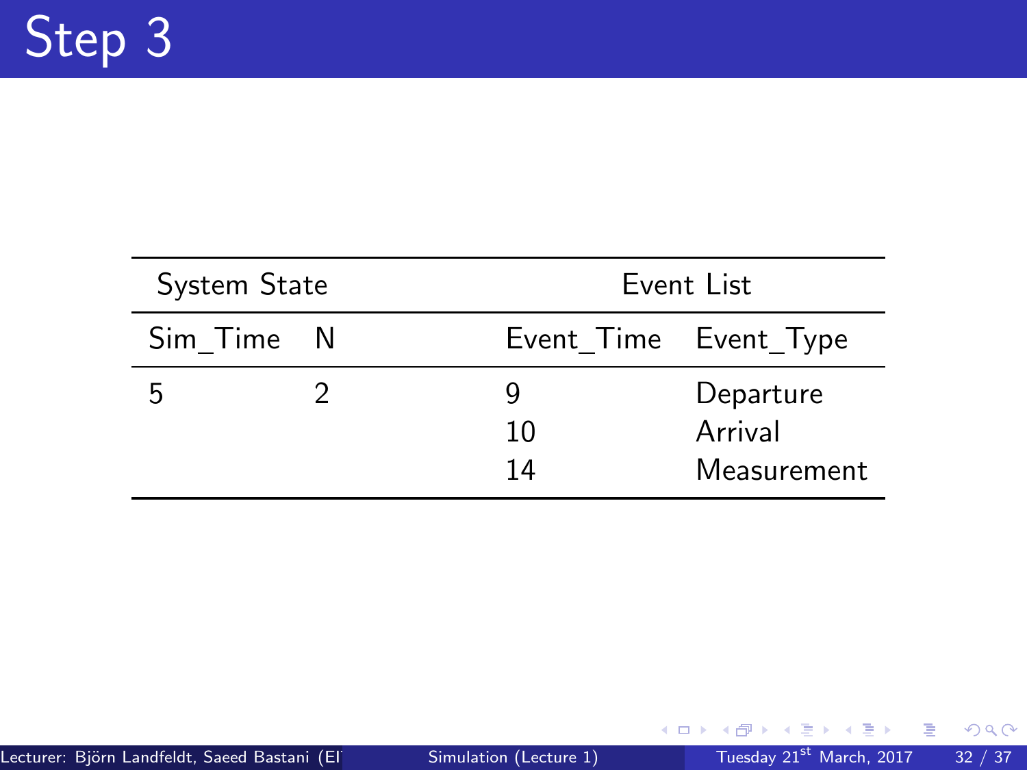# Step 3

| System State | | Event List | |
|---|---|---|---|
| Sim_Time | N | Event_Time | Event_Type |
| 5 | 2 | 9 | Departure |
| | | 10 | Arrival |
| | | 14 | Measurement |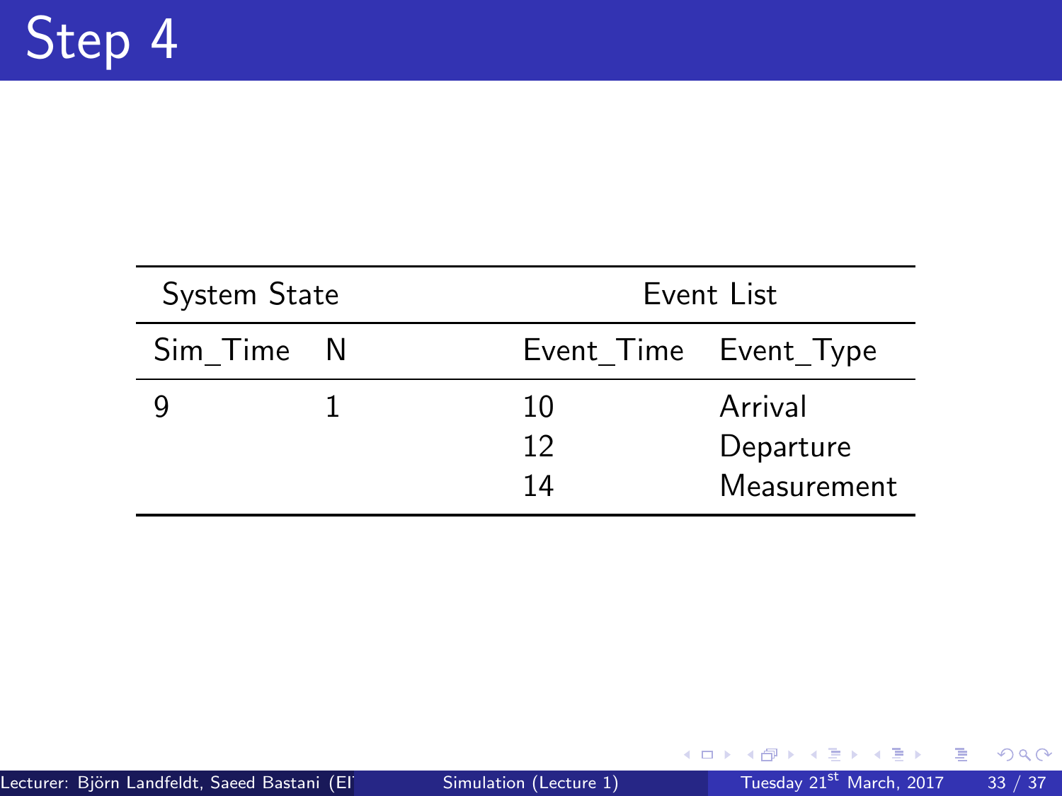# Step 4

| System State | | Event List | |
|---|---|---|---|
| Sim_Time | N | Event_Time | Event_Type |
| 9 | 1 | 10 | Arrival |
| | | 12 | Departure |
| | | 14 | Measurement |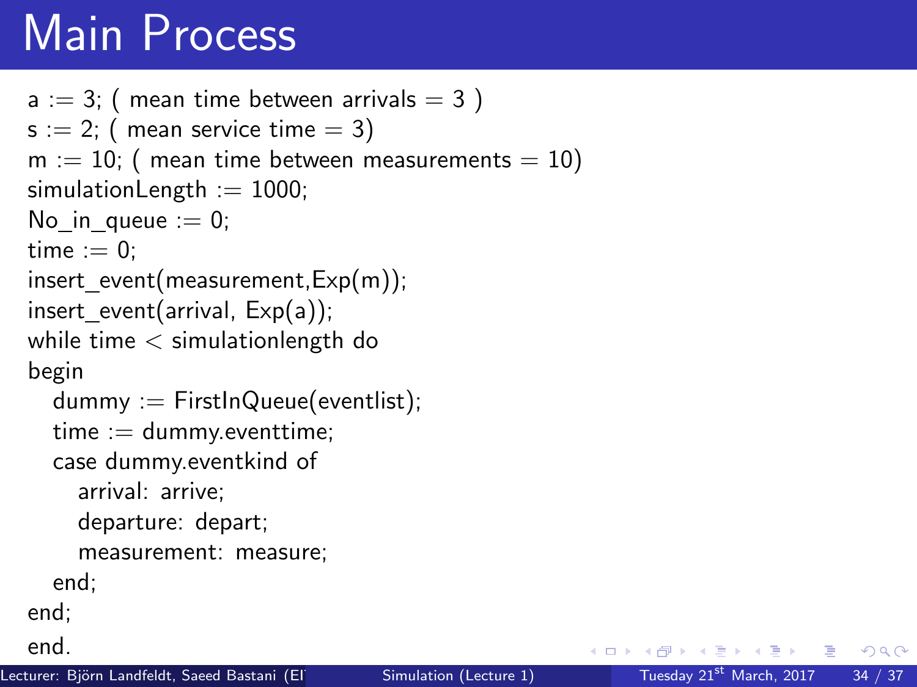# Main Process

```
a := 3; ( mean time between arrivals = 3 )
s := 2; ( mean service time = 3)
m := 10; ( mean time between measurements = 10)
simulationLength := 1000;
No_in_queue := 0;
time := 0;
insert_event(measurement,Exp(m));
insert_event(arrival, Exp(a));
while time < simulationlength do
begin
  dummy := FirstInQueue(eventlist);
  time := dummy.eventtime;
  case dummy.eventkind of
    arrival: arrive;
    departure: depart;
    measurement: measure;
  end;
end;
end.
```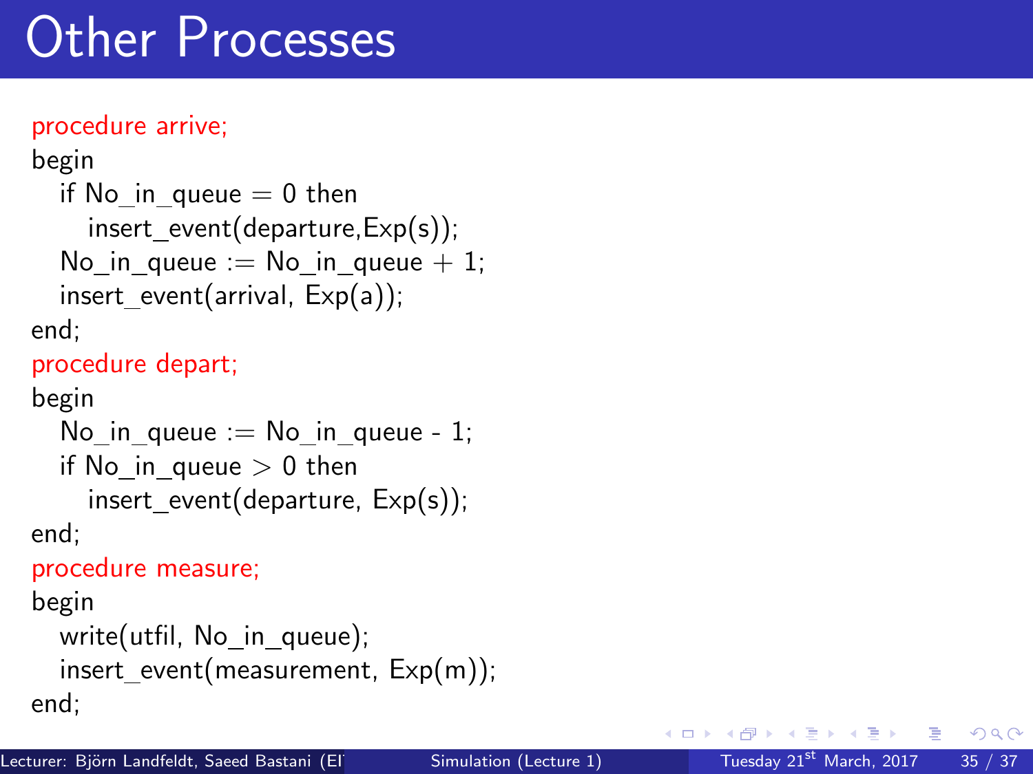# Other Processes

```
procedure arrive;
begin
   if No_in_queue = 0 then
      insert_event(departure,Exp(s));
   No_in_queue := No_in_queue + 1;
   insert_event(arrival, Exp(a));
end;
procedure depart;
begin
   No_in_queue := No_in_queue - 1;
   if No_in_queue > 0 then
      insert_event(departure, Exp(s));
end;
procedure measure;
begin
   write(utfil, No_in_queue);
   insert_event(measurement, Exp(m));
end;
```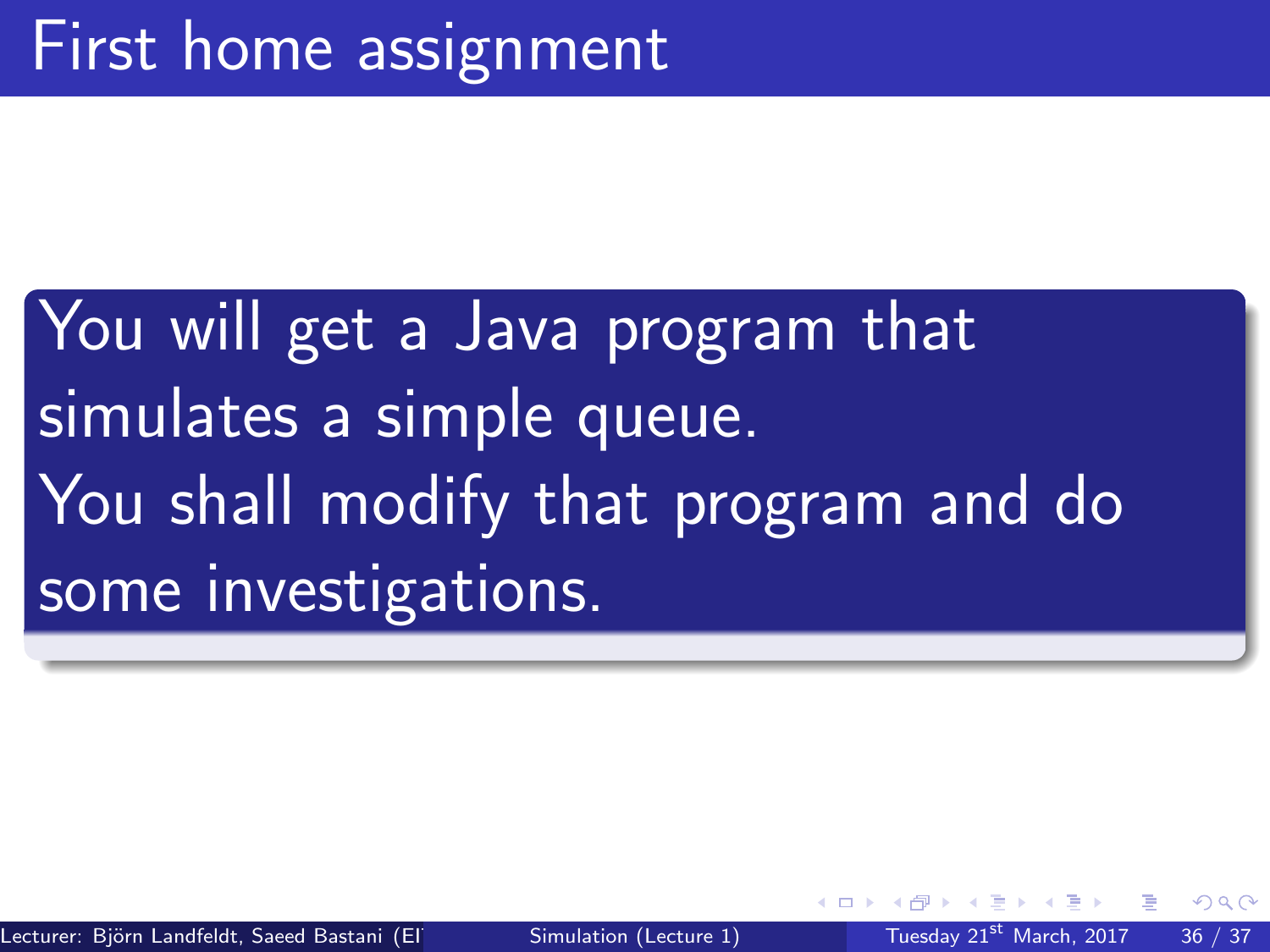# First home assignment

You will get a Java program that simulates a simple queue.
You shall modify that program and do some investigations.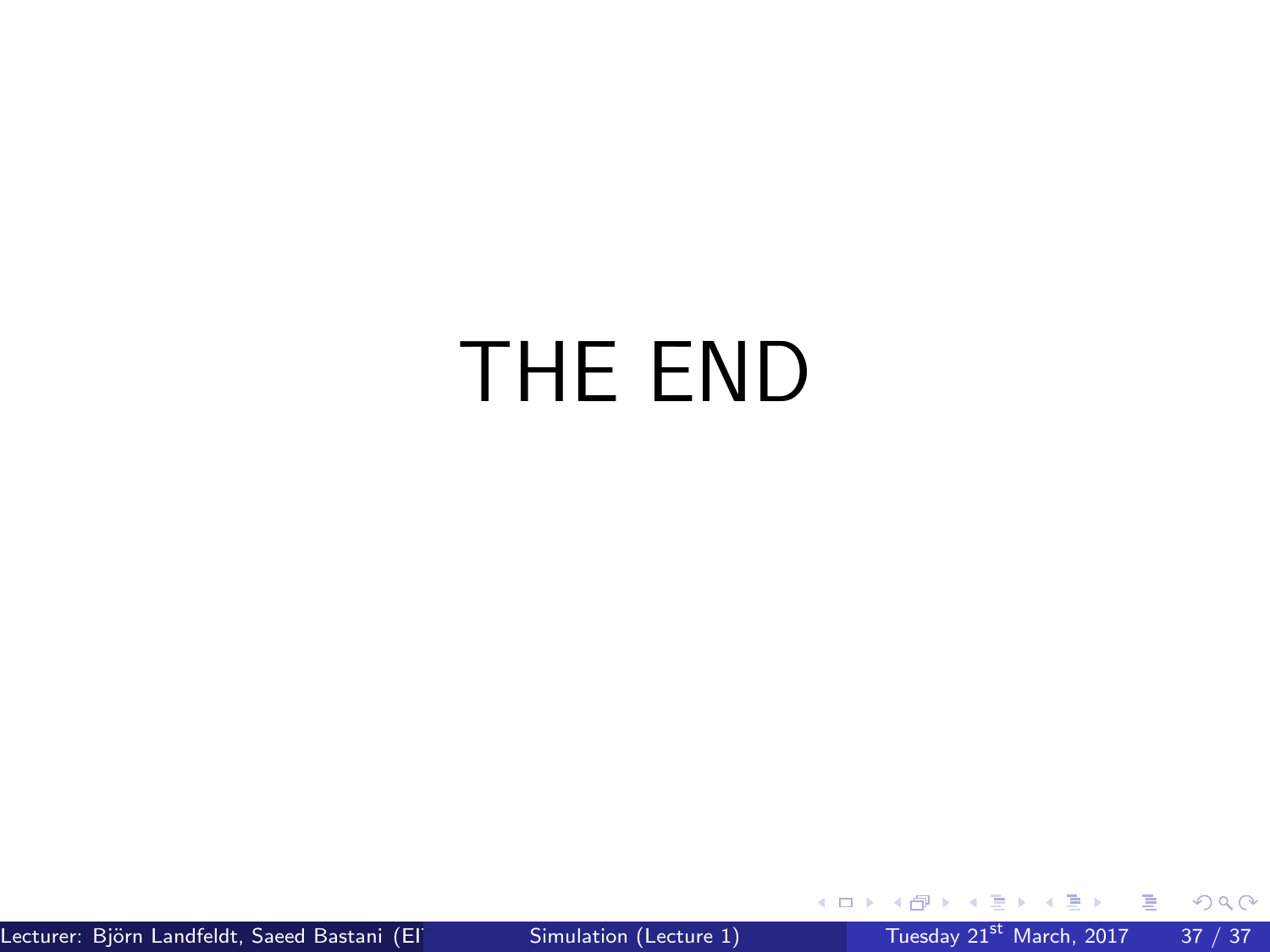# THE END